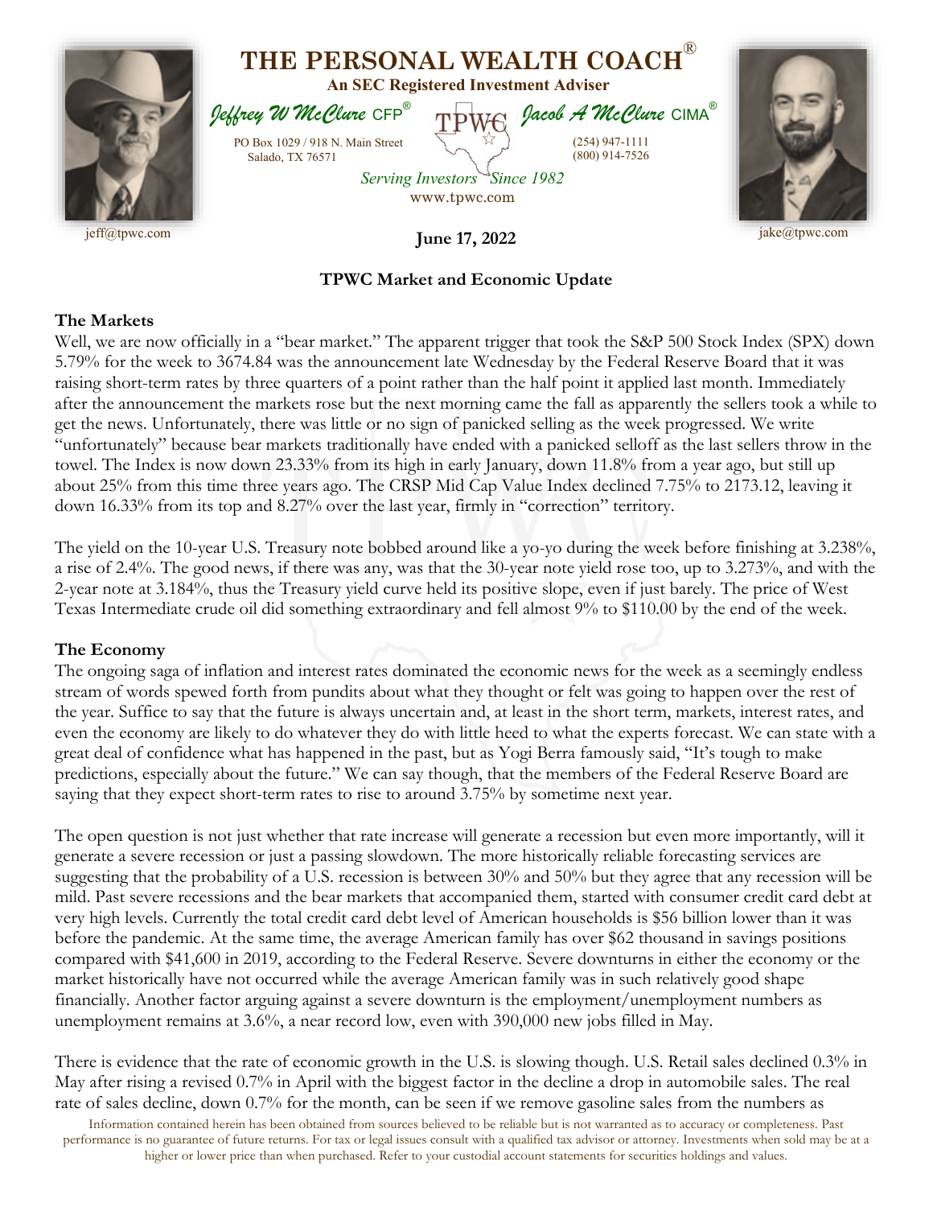# THE PERSONAL WEALTH COACH®

**An SEC Registered Investment Adviser**

*Jeffrey W McClure* CFP® — *Jacob A McClure* CIMA®

PO Box 1029 / 918 N. Main Street
Salado, TX 76571

(254) 947-1111
(800) 914-7526

*Serving Investors Since 1982*
www.tpwc.com

jeff@tpwc.com — jake@tpwc.com

**June 17, 2022**

## TPWC Market and Economic Update

### The Markets

Well, we are now officially in a "bear market." The apparent trigger that took the S&P 500 Stock Index (SPX) down 5.79% for the week to 3674.84 was the announcement late Wednesday by the Federal Reserve Board that it was raising short-term rates by three quarters of a point rather than the half point it applied last month. Immediately after the announcement the markets rose but the next morning came the fall as apparently the sellers took a while to get the news. Unfortunately, there was little or no sign of panicked selling as the week progressed. We write "unfortunately" because bear markets traditionally have ended with a panicked selloff as the last sellers throw in the towel. The Index is now down 23.33% from its high in early January, down 11.8% from a year ago, but still up about 25% from this time three years ago. The CRSP Mid Cap Value Index declined 7.75% to 2173.12, leaving it down 16.33% from its top and 8.27% over the last year, firmly in "correction" territory.

The yield on the 10-year U.S. Treasury note bobbed around like a yo-yo during the week before finishing at 3.238%, a rise of 2.4%. The good news, if there was any, was that the 30-year note yield rose too, up to 3.273%, and with the 2-year note at 3.184%, thus the Treasury yield curve held its positive slope, even if just barely. The price of West Texas Intermediate crude oil did something extraordinary and fell almost 9% to $110.00 by the end of the week.

### The Economy

The ongoing saga of inflation and interest rates dominated the economic news for the week as a seemingly endless stream of words spewed forth from pundits about what they thought or felt was going to happen over the rest of the year. Suffice to say that the future is always uncertain and, at least in the short term, markets, interest rates, and even the economy are likely to do whatever they do with little heed to what the experts forecast. We can state with a great deal of confidence what has happened in the past, but as Yogi Berra famously said, "It's tough to make predictions, especially about the future." We can say though, that the members of the Federal Reserve Board are saying that they expect short-term rates to rise to around 3.75% by sometime next year.

The open question is not just whether that rate increase will generate a recession but even more importantly, will it generate a severe recession or just a passing slowdown. The more historically reliable forecasting services are suggesting that the probability of a U.S. recession is between 30% and 50% but they agree that any recession will be mild. Past severe recessions and the bear markets that accompanied them, started with consumer credit card debt at very high levels. Currently the total credit card debt level of American households is $56 billion lower than it was before the pandemic. At the same time, the average American family has over $62 thousand in savings positions compared with $41,600 in 2019, according to the Federal Reserve. Severe downturns in either the economy or the market historically have not occurred while the average American family was in such relatively good shape financially. Another factor arguing against a severe downturn is the employment/unemployment numbers as unemployment remains at 3.6%, a near record low, even with 390,000 new jobs filled in May.

There is evidence that the rate of economic growth in the U.S. is slowing though. U.S. Retail sales declined 0.3% in May after rising a revised 0.7% in April with the biggest factor in the decline a drop in automobile sales. The real rate of sales decline, down 0.7% for the month, can be seen if we remove gasoline sales from the numbers as

Information contained herein has been obtained from sources believed to be reliable but is not warranted as to accuracy or completeness. Past performance is no guarantee of future returns. For tax or legal issues consult with a qualified tax advisor or attorney. Investments when sold may be at a higher or lower price than when purchased. Refer to your custodial account statements for securities holdings and values.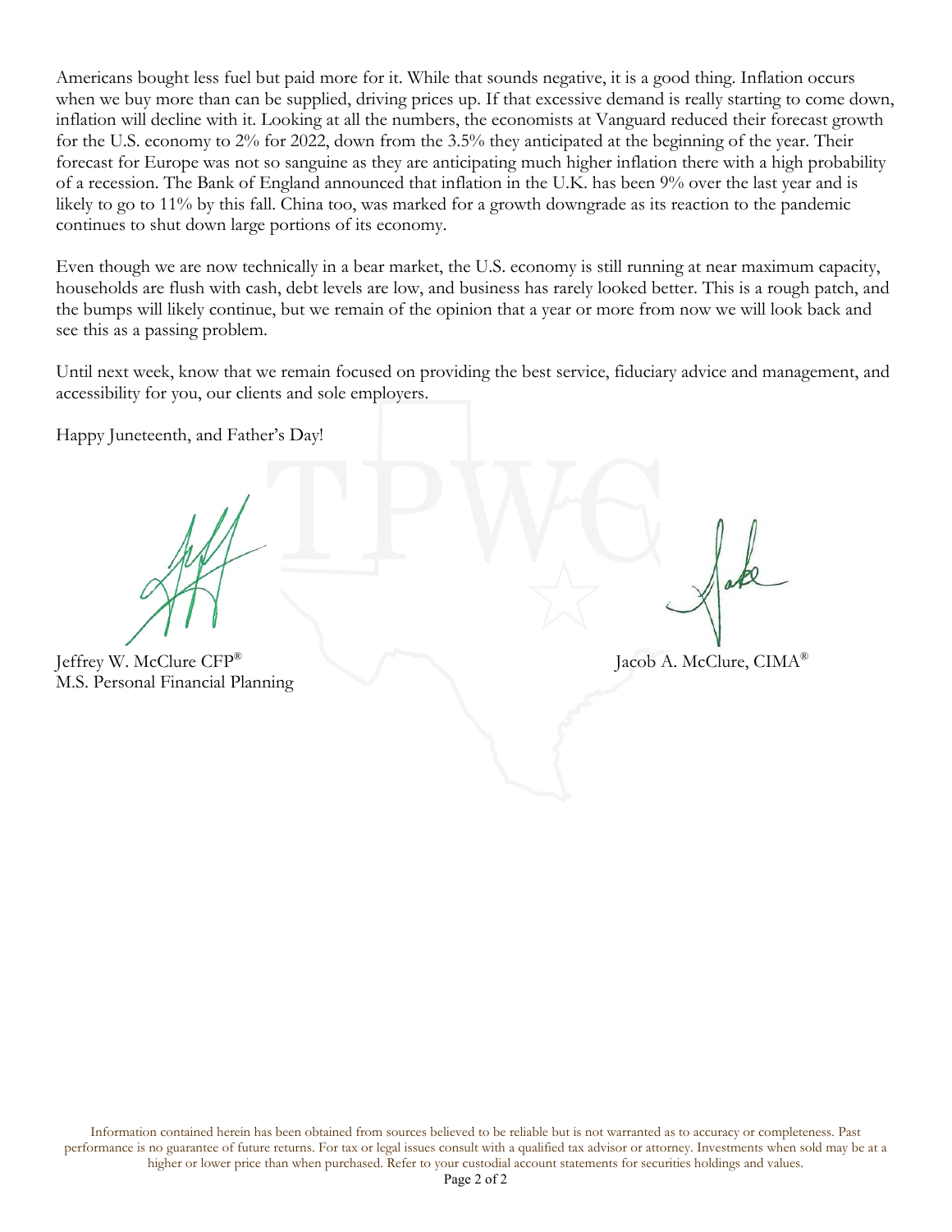Americans bought less fuel but paid more for it. While that sounds negative, it is a good thing. Inflation occurs when we buy more than can be supplied, driving prices up. If that excessive demand is really starting to come down, inflation will decline with it. Looking at all the numbers, the economists at Vanguard reduced their forecast growth for the U.S. economy to 2% for 2022, down from the 3.5% they anticipated at the beginning of the year. Their forecast for Europe was not so sanguine as they are anticipating much higher inflation there with a high probability of a recession. The Bank of England announced that inflation in the U.K. has been 9% over the last year and is likely to go to 11% by this fall. China too, was marked for a growth downgrade as its reaction to the pandemic continues to shut down large portions of its economy.

Even though we are now technically in a bear market, the U.S. economy is still running at near maximum capacity, households are flush with cash, debt levels are low, and business has rarely looked better. This is a rough patch, and the bumps will likely continue, but we remain of the opinion that a year or more from now we will look back and see this as a passing problem.

Until next week, know that we remain focused on providing the best service, fiduciary advice and management, and accessibility for you, our clients and sole employers.

Happy Juneteenth, and Father's Day!

Jeffrey W. McClure CFP®
M.S. Personal Financial Planning

Jacob A. McClure, CIMA®

Information contained herein has been obtained from sources believed to be reliable but is not warranted as to accuracy or completeness. Past performance is no guarantee of future returns. For tax or legal issues consult with a qualified tax advisor or attorney. Investments when sold may be at a higher or lower price than when purchased. Refer to your custodial account statements for securities holdings and values.